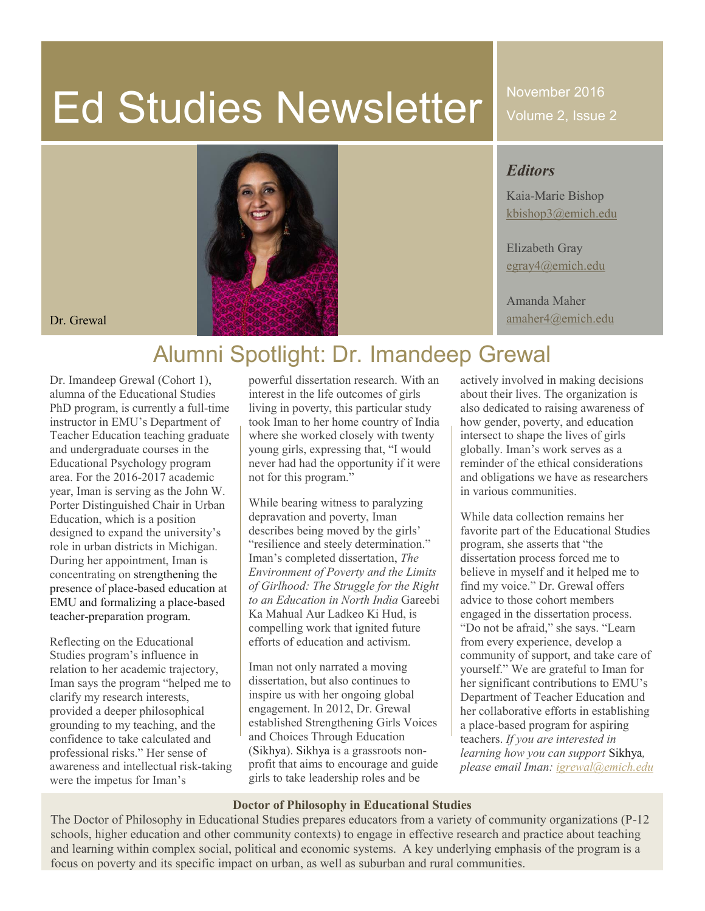# Ed Studies Newsletter

November 2016
Volume 2, Issue 2

### *Editors*

Kaia-Marie Bishop
kbishop3@emich.edu

Elizabeth Gray
egray4@emich.edu

Amanda Maher
amaher4@emich.edu

Dr. Grewal

## Alumni Spotlight: Dr. Imandeep Grewal

Dr. Imandeep Grewal (Cohort 1), alumna of the Educational Studies PhD program, is currently a full-time instructor in EMU's Department of Teacher Education teaching graduate and undergraduate courses in the Educational Psychology program area. For the 2016-2017 academic year, Iman is serving as the John W. Porter Distinguished Chair in Urban Education, which is a position designed to expand the university's role in urban districts in Michigan. During her appointment, Iman is concentrating on strengthening the presence of place-based education at EMU and formalizing a place-based teacher-preparation program.

Reflecting on the Educational Studies program's influence in relation to her academic trajectory, Iman says the program "helped me to clarify my research interests, provided a deeper philosophical grounding to my teaching, and the confidence to take calculated and professional risks." Her sense of awareness and intellectual risk-taking were the impetus for Iman's powerful dissertation research. With an interest in the life outcomes of girls living in poverty, this particular study took Iman to her home country of India where she worked closely with twenty young girls, expressing that, "I would never had had the opportunity if it were not for this program."

While bearing witness to paralyzing depravation and poverty, Iman describes being moved by the girls' "resilience and steely determination." Iman's completed dissertation, *The Environment of Poverty and the Limits of Girlhood: The Struggle for the Right to an Education in North India* Gareebi Ka Mahual Aur Ladkeo Ki Hud, is compelling work that ignited future efforts of education and activism.

Iman not only narrated a moving dissertation, but also continues to inspire us with her ongoing global engagement. In 2012, Dr. Grewal established Strengthening Girls Voices and Choices Through Education (Sikhya). Sikhya is a grassroots non-profit that aims to encourage and guide girls to take leadership roles and be actively involved in making decisions about their lives. The organization is also dedicated to raising awareness of how gender, poverty, and education intersect to shape the lives of girls globally. Iman's work serves as a reminder of the ethical considerations and obligations we have as researchers in various communities.

While data collection remains her favorite part of the Educational Studies program, she asserts that "the dissertation process forced me to believe in myself and it helped me to find my voice." Dr. Grewal offers advice to those cohort members engaged in the dissertation process. "Do not be afraid," she says. "Learn from every experience, develop a community of support, and take care of yourself." We are grateful to Iman for her significant contributions to EMU's Department of Teacher Education and her collaborative efforts in establishing a place-based program for aspiring teachers. *If you are interested in learning how you can support* Sikhya*, please email Iman: igrewal@emich.edu*

**Doctor of Philosophy in Educational Studies**

The Doctor of Philosophy in Educational Studies prepares educators from a variety of community organizations (P-12 schools, higher education and other community contexts) to engage in effective research and practice about teaching and learning within complex social, political and economic systems. A key underlying emphasis of the program is a focus on poverty and its specific impact on urban, as well as suburban and rural communities.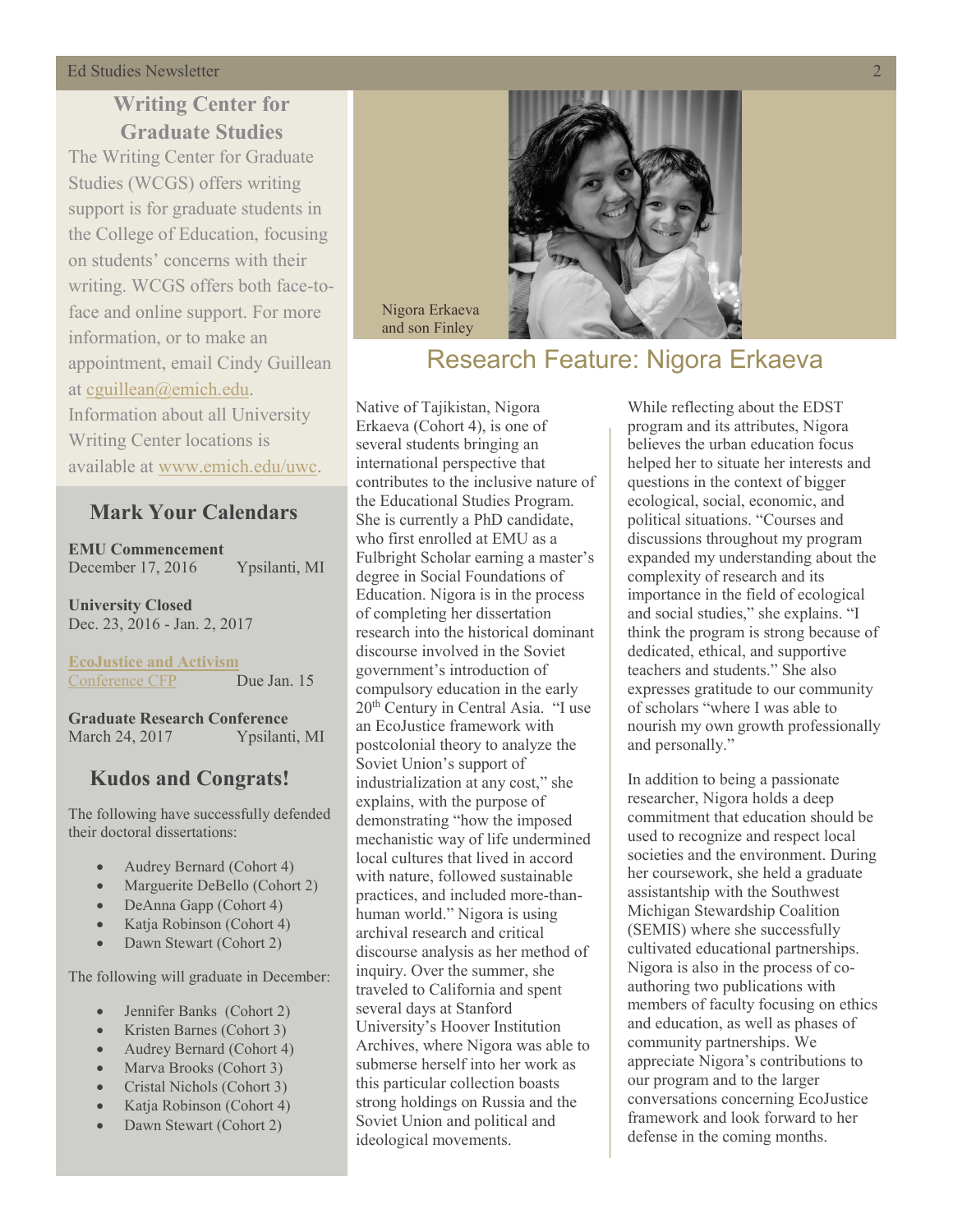## Writing Center for Graduate Studies

The Writing Center for Graduate Studies (WCGS) offers writing support is for graduate students in the College of Education, focusing on students' concerns with their writing. WCGS offers both face-to-face and online support. For more information, or to make an appointment, email Cindy Guillean at cguillean@emich.edu. Information about all University Writing Center locations is available at www.emich.edu/uwc.

## Mark Your Calendars

**EMU Commencement**
December 17, 2016 Ypsilanti, MI

**University Closed**
Dec. 23, 2016 - Jan. 2, 2017

**EcoJustice and Activism Conference CFP** Due Jan. 15

**Graduate Research Conference**
March 24, 2017 Ypsilanti, MI

## Kudos and Congrats!

The following have successfully defended their doctoral dissertations:

- Audrey Bernard (Cohort 4)
- Marguerite DeBello (Cohort 2)
- DeAnna Gapp (Cohort 4)
- Katja Robinson (Cohort 4)
- Dawn Stewart (Cohort 2)

The following will graduate in December:

- Jennifer Banks (Cohort 2)
- Kristen Barnes (Cohort 3)
- Audrey Bernard (Cohort 4)
- Marva Brooks (Cohort 3)
- Cristal Nichols (Cohort 3)
- Katja Robinson (Cohort 4)
- Dawn Stewart (Cohort 2)

Nigora Erkaeva and son Finley

## Research Feature: Nigora Erkaeva

Native of Tajikistan, Nigora Erkaeva (Cohort 4), is one of several students bringing an international perspective that contributes to the inclusive nature of the Educational Studies Program. She is currently a PhD candidate, who first enrolled at EMU as a Fulbright Scholar earning a master's degree in Social Foundations of Education. Nigora is in the process of completing her dissertation research into the historical dominant discourse involved in the Soviet government's introduction of compulsory education in the early 20th Century in Central Asia. "I use an EcoJustice framework with postcolonial theory to analyze the Soviet Union's support of industrialization at any cost," she explains, with the purpose of demonstrating "how the imposed mechanistic way of life undermined local cultures that lived in accord with nature, followed sustainable practices, and included more-than-human world." Nigora is using archival research and critical discourse analysis as her method of inquiry. Over the summer, she traveled to California and spent several days at Stanford University's Hoover Institution Archives, where Nigora was able to submerse herself into her work as this particular collection boasts strong holdings on Russia and the Soviet Union and political and ideological movements.

While reflecting about the EDST program and its attributes, Nigora believes the urban education focus helped her to situate her interests and questions in the context of bigger ecological, social, economic, and political situations. "Courses and discussions throughout my program expanded my understanding about the complexity of research and its importance in the field of ecological and social studies," she explains. "I think the program is strong because of dedicated, ethical, and supportive teachers and students." She also expresses gratitude to our community of scholars "where I was able to nourish my own growth professionally and personally."

In addition to being a passionate researcher, Nigora holds a deep commitment that education should be used to recognize and respect local societies and the environment. During her coursework, she held a graduate assistantship with the Southwest Michigan Stewardship Coalition (SEMIS) where she successfully cultivated educational partnerships. Nigora is also in the process of co-authoring two publications with members of faculty focusing on ethics and education, as well as phases of community partnerships. We appreciate Nigora's contributions to our program and to the larger conversations concerning EcoJustice framework and look forward to her defense in the coming months.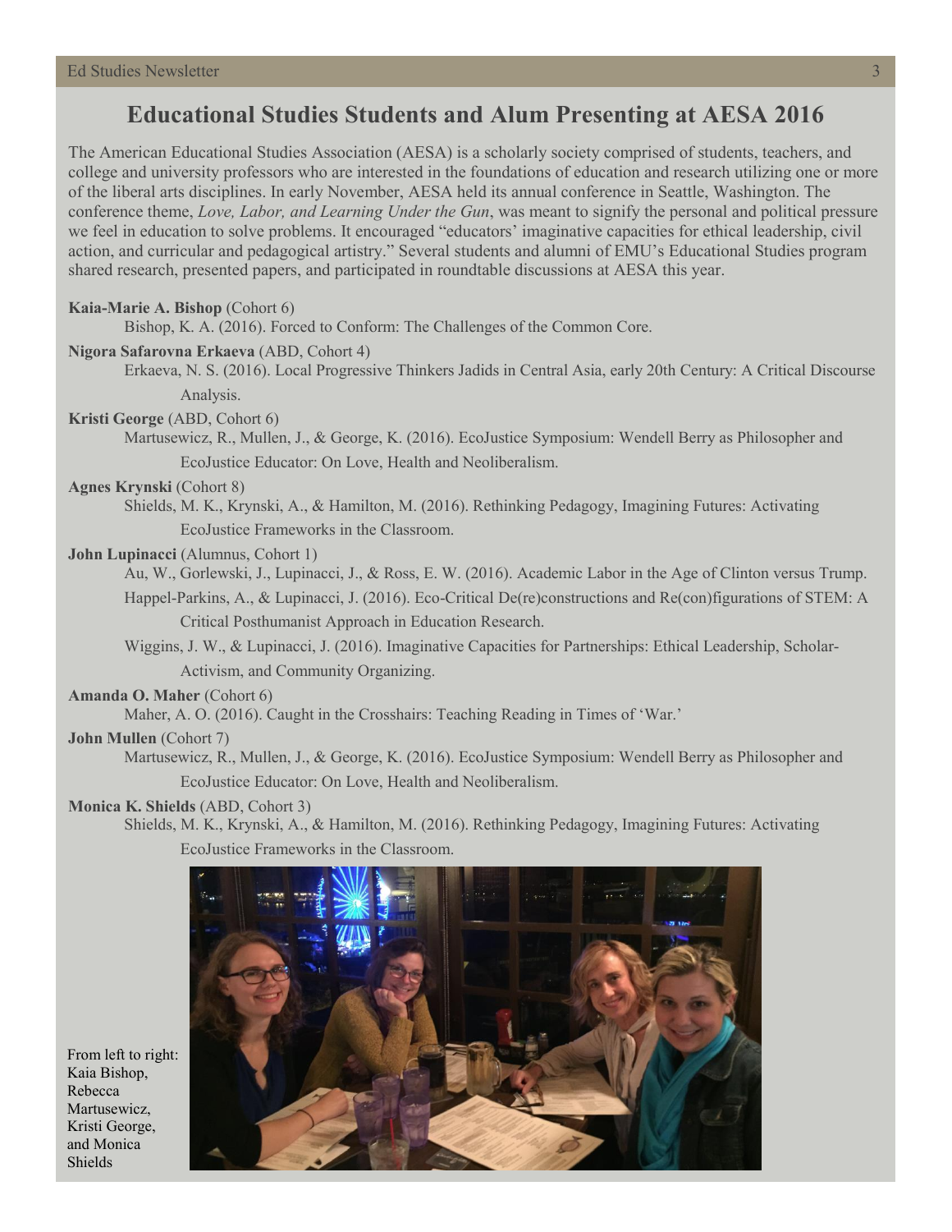## Educational Studies Students and Alum Presenting at AESA 2016

The American Educational Studies Association (AESA) is a scholarly society comprised of students, teachers, and college and university professors who are interested in the foundations of education and research utilizing one or more of the liberal arts disciplines. In early November, AESA held its annual conference in Seattle, Washington. The conference theme, *Love, Labor, and Learning Under the Gun*, was meant to signify the personal and political pressure we feel in education to solve problems. It encouraged "educators' imaginative capacities for ethical leadership, civil action, and curricular and pedagogical artistry." Several students and alumni of EMU's Educational Studies program shared research, presented papers, and participated in roundtable discussions at AESA this year.

**Kaia-Marie A. Bishop** (Cohort 6)

Bishop, K. A. (2016). Forced to Conform: The Challenges of the Common Core.

**Nigora Safarovna Erkaeva** (ABD, Cohort 4)

Erkaeva, N. S. (2016). Local Progressive Thinkers Jadids in Central Asia, early 20th Century: A Critical Discourse Analysis.

**Kristi George** (ABD, Cohort 6)

Martusewicz, R., Mullen, J., & George, K. (2016). EcoJustice Symposium: Wendell Berry as Philosopher and EcoJustice Educator: On Love, Health and Neoliberalism.

**Agnes Krynski** (Cohort 8)

Shields, M. K., Krynski, A., & Hamilton, M. (2016). Rethinking Pedagogy, Imagining Futures: Activating EcoJustice Frameworks in the Classroom.

**John Lupinacci** (Alumnus, Cohort 1)

Au, W., Gorlewski, J., Lupinacci, J., & Ross, E. W. (2016). Academic Labor in the Age of Clinton versus Trump.

Happel-Parkins, A., & Lupinacci, J. (2016). Eco-Critical De(re)constructions and Re(con)figurations of STEM: A Critical Posthumanist Approach in Education Research.

Wiggins, J. W., & Lupinacci, J. (2016). Imaginative Capacities for Partnerships: Ethical Leadership, Scholar-Activism, and Community Organizing.

**Amanda O. Maher** (Cohort 6)

Maher, A. O. (2016). Caught in the Crosshairs: Teaching Reading in Times of 'War.'

**John Mullen** (Cohort 7)

Martusewicz, R., Mullen, J., & George, K. (2016). EcoJustice Symposium: Wendell Berry as Philosopher and EcoJustice Educator: On Love, Health and Neoliberalism.

**Monica K. Shields** (ABD, Cohort 3)

Shields, M. K., Krynski, A., & Hamilton, M. (2016). Rethinking Pedagogy, Imagining Futures: Activating EcoJustice Frameworks in the Classroom.

From left to right: Kaia Bishop, Rebecca Martusewicz, Kristi George, and Monica Shields